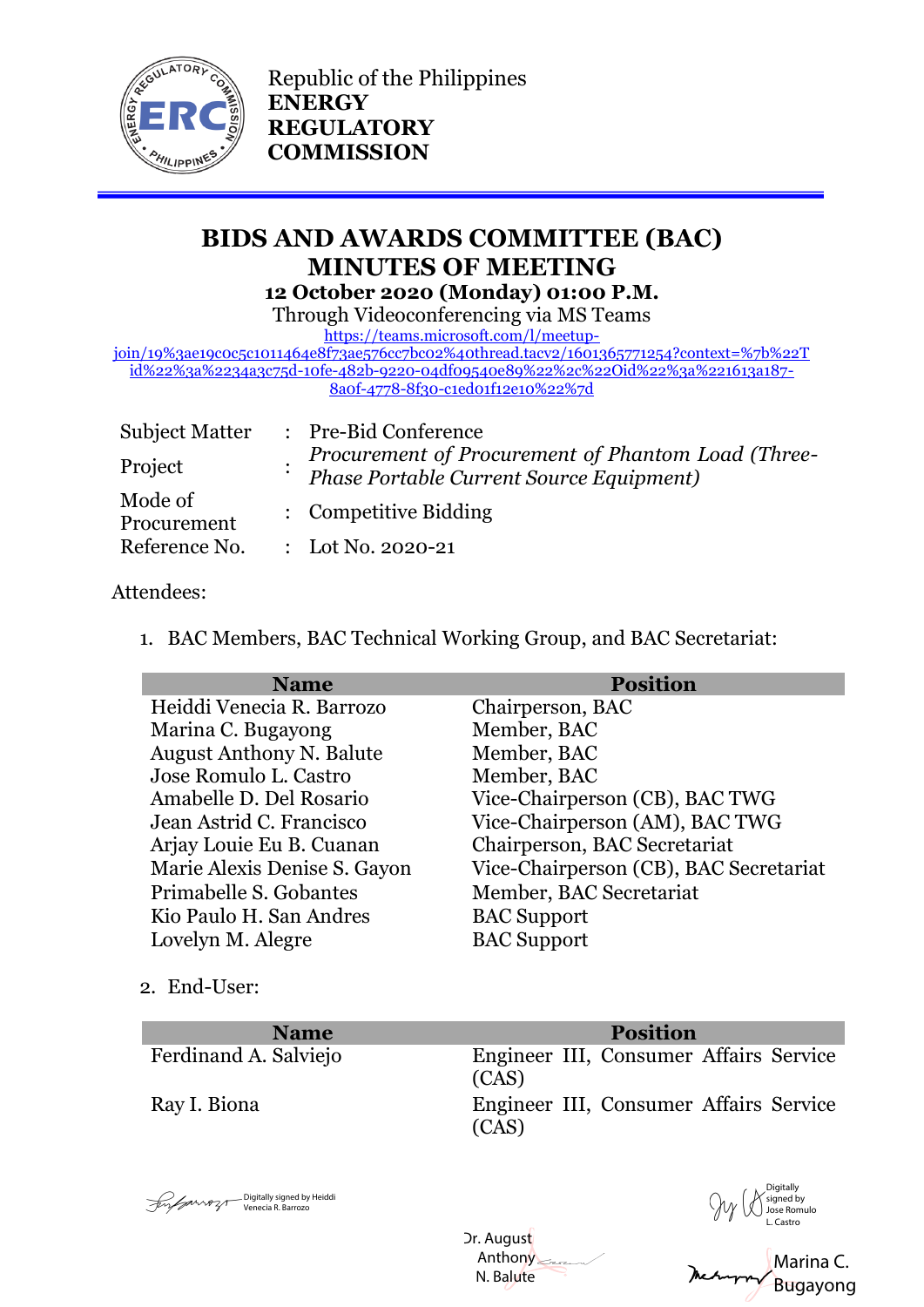Republic of the Philippines
**ENERGY REGULATORY COMMISSION**

# BIDS AND AWARDS COMMITTEE (BAC) MINUTES OF MEETING

**12 October 2020 (Monday) 01:00 P.M.**

Through Videoconferencing via MS Teams

https://teams.microsoft.com/l/meetup-join/19%3ae19c0c5c1011464e8f73ae576cc7bc02%40thread.tacv2/1601365771254?context=%7b%22Tid%22%3a%2234a3c75d-10fe-482b-9220-04df09540e89%22%2c%22Oid%22%3a%221613a187-8a0f-4778-8f30-c1ed01f12e10%22%7d

| | | |
|---|---|---|
| Subject Matter | : | Pre-Bid Conference |
| Project | : | *Procurement of Procurement of Phantom Load (Three-Phase Portable Current Source Equipment)* |
| Mode of Procurement | : | Competitive Bidding |
| Reference No. | : | Lot No. 2020-21 |

Attendees:

1. BAC Members, BAC Technical Working Group, and BAC Secretariat:

| Name | Position |
|---|---|
| Heiddi Venecia R. Barrozo | Chairperson, BAC |
| Marina C. Bugayong | Member, BAC |
| August Anthony N. Balute | Member, BAC |
| Jose Romulo L. Castro | Member, BAC |
| Amabelle D. Del Rosario | Vice-Chairperson (CB), BAC TWG |
| Jean Astrid C. Francisco | Vice-Chairperson (AM), BAC TWG |
| Arjay Louie Eu B. Cuanan | Chairperson, BAC Secretariat |
| Marie Alexis Denise S. Gayon | Vice-Chairperson (CB), BAC Secretariat |
| Primabelle S. Gobantes | Member, BAC Secretariat |
| Kio Paulo H. San Andres | BAC Support |
| Lovelyn M. Alegre | BAC Support |

2. End-User:

| Name | Position |
|---|---|
| Ferdinand A. Salviejo | Engineer III, Consumer Affairs Service (CAS) |
| Ray I. Biona | Engineer III, Consumer Affairs Service (CAS) |

Digitally signed by Heiddi Venecia R. Barrozo

Dr. August Anthony N. Balute

Digitally signed by Jose Romulo L. Castro

Marina C. Bugayong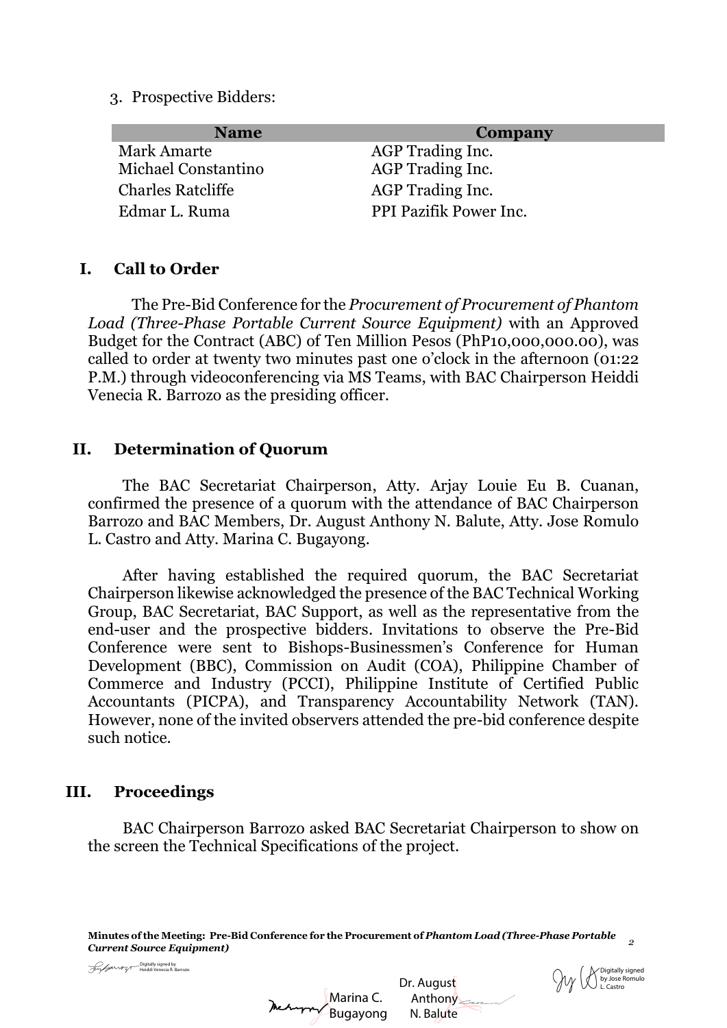3. Prospective Bidders:

| Name | Company |
|---|---|
| Mark Amarte | AGP Trading Inc. |
| Michael Constantino | AGP Trading Inc. |
| Charles Ratcliffe | AGP Trading Inc. |
| Edmar L. Ruma | PPI Pazifik Power Inc. |

## I. Call to Order

The Pre-Bid Conference for the *Procurement of Procurement of Phantom Load (Three-Phase Portable Current Source Equipment)* with an Approved Budget for the Contract (ABC) of Ten Million Pesos (PhP10,000,000.00), was called to order at twenty two minutes past one o'clock in the afternoon (01:22 P.M.) through videoconferencing via MS Teams, with BAC Chairperson Heiddi Venecia R. Barrozo as the presiding officer.

## II. Determination of Quorum

The BAC Secretariat Chairperson, Atty. Arjay Louie Eu B. Cuanan, confirmed the presence of a quorum with the attendance of BAC Chairperson Barrozo and BAC Members, Dr. August Anthony N. Balute, Atty. Jose Romulo L. Castro and Atty. Marina C. Bugayong.

After having established the required quorum, the BAC Secretariat Chairperson likewise acknowledged the presence of the BAC Technical Working Group, BAC Secretariat, BAC Support, as well as the representative from the end-user and the prospective bidders. Invitations to observe the Pre-Bid Conference were sent to Bishops-Businessmen's Conference for Human Development (BBC), Commission on Audit (COA), Philippine Chamber of Commerce and Industry (PCCI), Philippine Institute of Certified Public Accountants (PICPA), and Transparency Accountability Network (TAN). However, none of the invited observers attended the pre-bid conference despite such notice.

## III. Proceedings

BAC Chairperson Barrozo asked BAC Secretariat Chairperson to show on the screen the Technical Specifications of the project.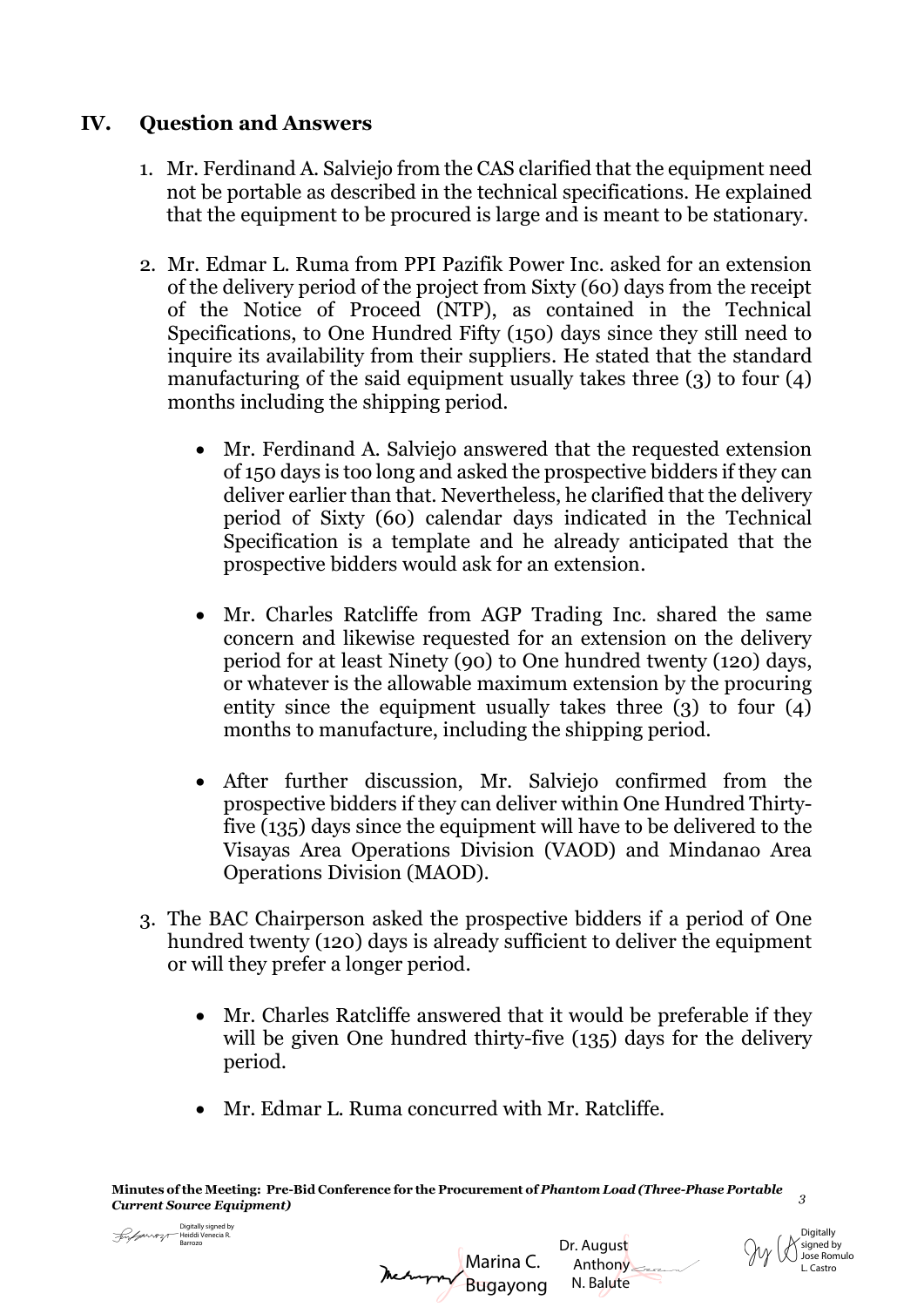## IV. Question and Answers

1. Mr. Ferdinand A. Salviejo from the CAS clarified that the equipment need not be portable as described in the technical specifications. He explained that the equipment to be procured is large and is meant to be stationary.

2. Mr. Edmar L. Ruma from PPI Pazifik Power Inc. asked for an extension of the delivery period of the project from Sixty (60) days from the receipt of the Notice of Proceed (NTP), as contained in the Technical Specifications, to One Hundred Fifty (150) days since they still need to inquire its availability from their suppliers. He stated that the standard manufacturing of the said equipment usually takes three (3) to four (4) months including the shipping period.

   - Mr. Ferdinand A. Salviejo answered that the requested extension of 150 days is too long and asked the prospective bidders if they can deliver earlier than that. Nevertheless, he clarified that the delivery period of Sixty (60) calendar days indicated in the Technical Specification is a template and he already anticipated that the prospective bidders would ask for an extension.

   - Mr. Charles Ratcliffe from AGP Trading Inc. shared the same concern and likewise requested for an extension on the delivery period for at least Ninety (90) to One hundred twenty (120) days, or whatever is the allowable maximum extension by the procuring entity since the equipment usually takes three (3) to four (4) months to manufacture, including the shipping period.

   - After further discussion, Mr. Salviejo confirmed from the prospective bidders if they can deliver within One Hundred Thirty-five (135) days since the equipment will have to be delivered to the Visayas Area Operations Division (VAOD) and Mindanao Area Operations Division (MAOD).

3. The BAC Chairperson asked the prospective bidders if a period of One hundred twenty (120) days is already sufficient to deliver the equipment or will they prefer a longer period.

   - Mr. Charles Ratcliffe answered that it would be preferable if they will be given One hundred thirty-five (135) days for the delivery period.

   - Mr. Edmar L. Ruma concurred with Mr. Ratcliffe.

Digitally signed by Heiddi Venecia R. Barrozo

Marina C. Bugayong

Dr. August Anthony N. Balute

Digitally signed by Jose Romulo L. Castro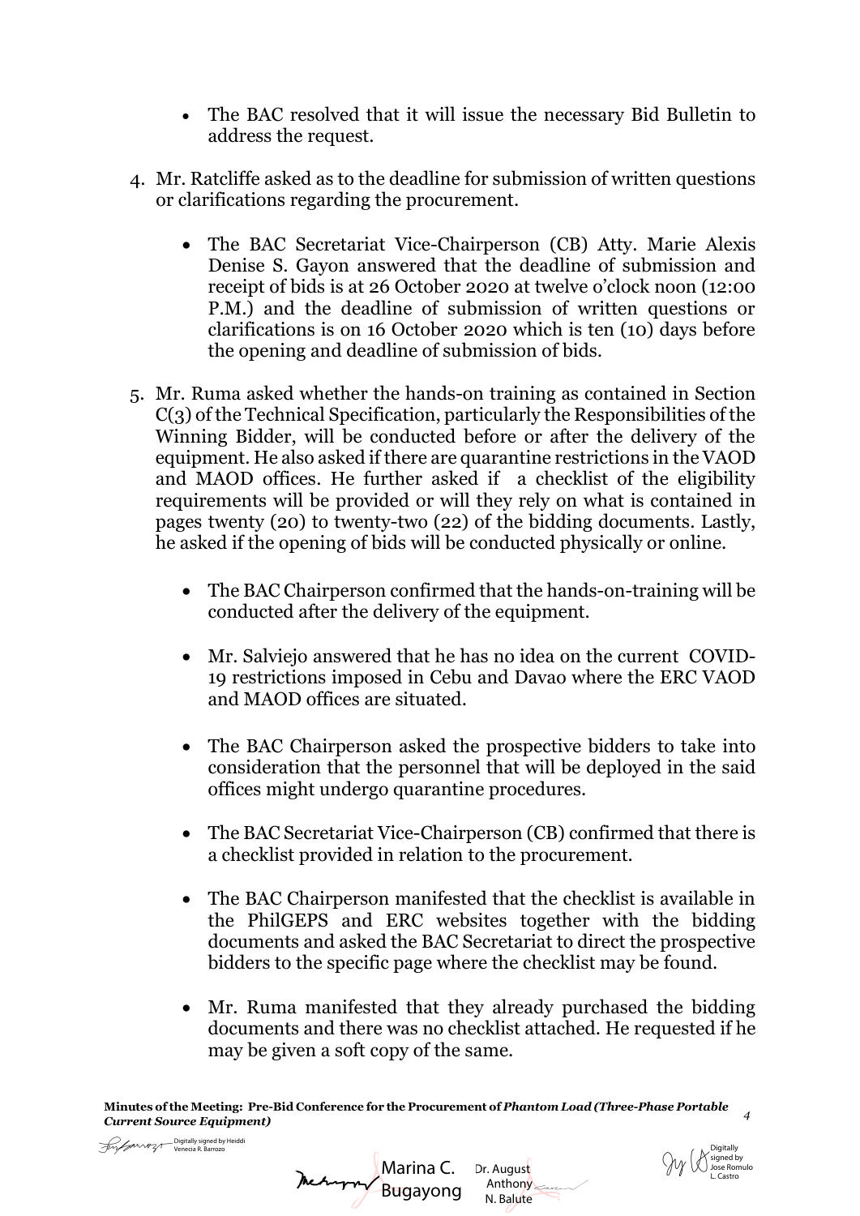- The BAC resolved that it will issue the necessary Bid Bulletin to address the request.

4. Mr. Ratcliffe asked as to the deadline for submission of written questions or clarifications regarding the procurement.

    - The BAC Secretariat Vice-Chairperson (CB) Atty. Marie Alexis Denise S. Gayon answered that the deadline of submission and receipt of bids is at 26 October 2020 at twelve o'clock noon (12:00 P.M.) and the deadline of submission of written questions or clarifications is on 16 October 2020 which is ten (10) days before the opening and deadline of submission of bids.

5. Mr. Ruma asked whether the hands-on training as contained in Section C(3) of the Technical Specification, particularly the Responsibilities of the Winning Bidder, will be conducted before or after the delivery of the equipment. He also asked if there are quarantine restrictions in the VAOD and MAOD offices. He further asked if a checklist of the eligibility requirements will be provided or will they rely on what is contained in pages twenty (20) to twenty-two (22) of the bidding documents. Lastly, he asked if the opening of bids will be conducted physically or online.

    - The BAC Chairperson confirmed that the hands-on-training will be conducted after the delivery of the equipment.

    - Mr. Salviejo answered that he has no idea on the current COVID-19 restrictions imposed in Cebu and Davao where the ERC VAOD and MAOD offices are situated.

    - The BAC Chairperson asked the prospective bidders to take into consideration that the personnel that will be deployed in the said offices might undergo quarantine procedures.

    - The BAC Secretariat Vice-Chairperson (CB) confirmed that there is a checklist provided in relation to the procurement.

    - The BAC Chairperson manifested that the checklist is available in the PhilGEPS and ERC websites together with the bidding documents and asked the BAC Secretariat to direct the prospective bidders to the specific page where the checklist may be found.

    - Mr. Ruma manifested that they already purchased the bidding documents and there was no checklist attached. He requested if he may be given a soft copy of the same.

**Minutes of the Meeting: Pre-Bid Conference for the Procurement of *Phantom Load (Three-Phase Portable Current Source Equipment)***

Digitally signed by Heiddi Venecia R. Barrozo

Marina C. Bugayong

Dr. August Anthony N. Balute

Digitally signed by Jose Romulo L. Castro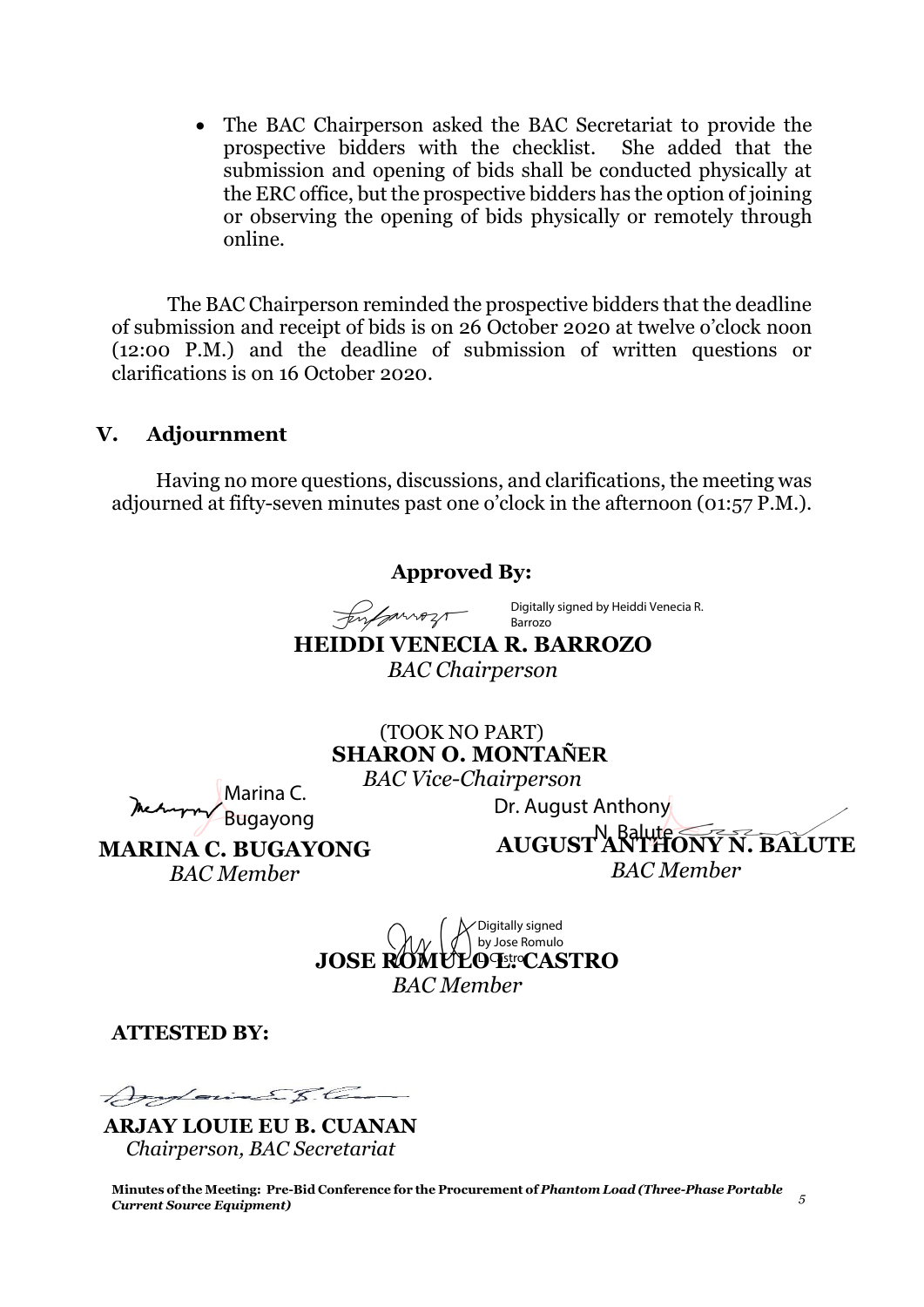- The BAC Chairperson asked the BAC Secretariat to provide the prospective bidders with the checklist. She added that the submission and opening of bids shall be conducted physically at the ERC office, but the prospective bidders has the option of joining or observing the opening of bids physically or remotely through online.

The BAC Chairperson reminded the prospective bidders that the deadline of submission and receipt of bids is on 26 October 2020 at twelve o'clock noon (12:00 P.M.) and the deadline of submission of written questions or clarifications is on 16 October 2020.

## V. Adjournment

Having no more questions, discussions, and clarifications, the meeting was adjourned at fifty-seven minutes past one o'clock in the afternoon (01:57 P.M.).

**Approved By:**

Digitally signed by Heiddi Venecia R. Barrozo

**HEIDDI VENECIA R. BARROZO**
*BAC Chairperson*

(TOOK NO PART)
**SHARON O. MONTAÑER**
*BAC Vice-Chairperson*

Marina C. Bugayong

**MARINA C. BUGAYONG**
*BAC Member*

Dr. August Anthony N. Balute

**AUGUST ANTHONY N. BALUTE**
*BAC Member*

Digitally signed by Jose Romulo L. Castro

**JOSE ROMULO L. CASTRO**
*BAC Member*

**ATTESTED BY:**

**ARJAY LOUIE EU B. CUANAN**
*Chairperson, BAC Secretariat*

**Minutes of the Meeting: Pre-Bid Conference for the Procurement of *Phantom Load (Three-Phase Portable Current Source Equipment)***